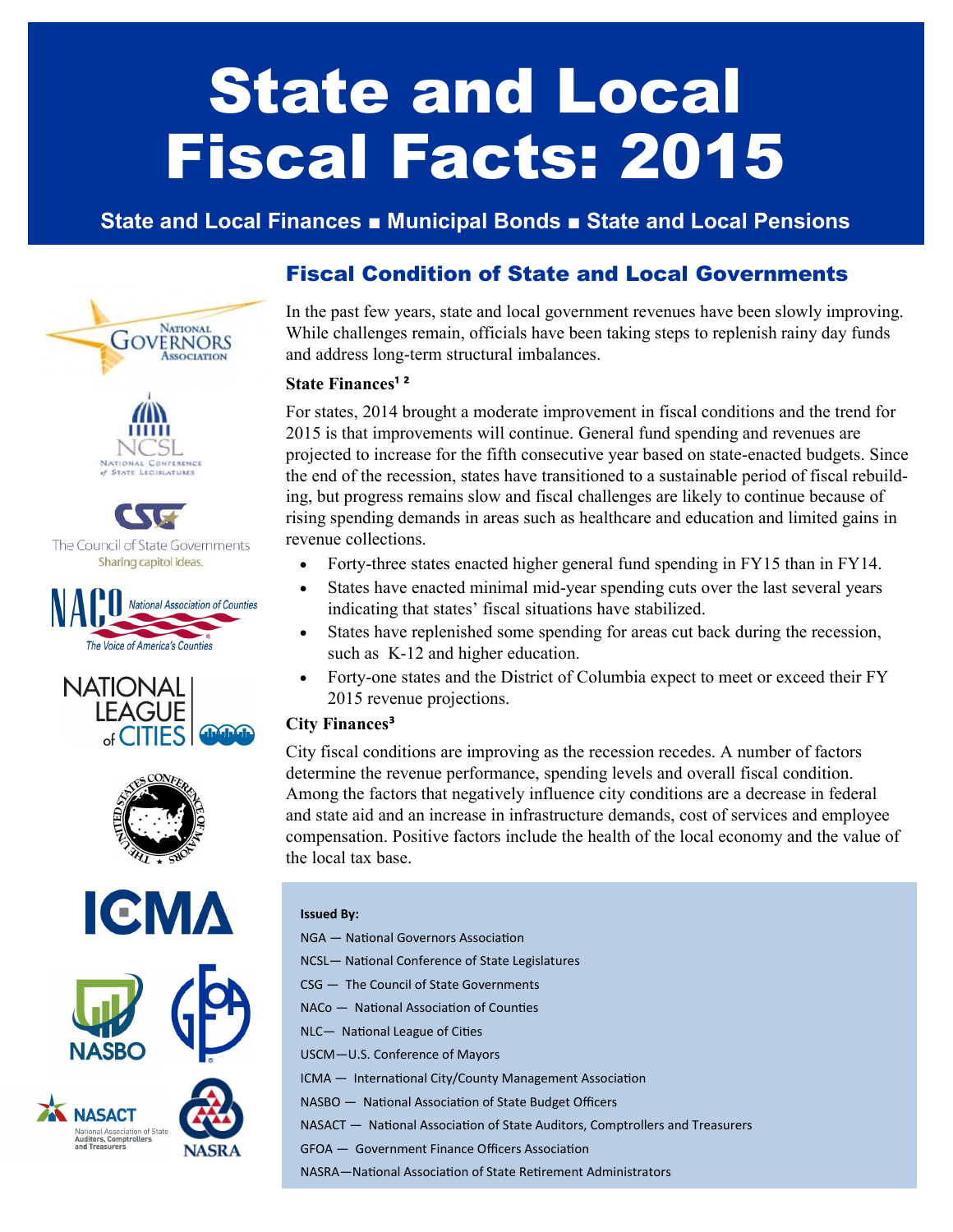# State and Local Fiscal Facts: 2015

**State and Local Finances ■ Municipal Bonds ■ State and Local Pensions**

## Fiscal Condition of State and Local Governments

In the past few years, state and local government revenues have been slowly improving. While challenges remain, officials have been taking steps to replenish rainy day funds and address long-term structural imbalances.

### State Finances[1 2]

For states, 2014 brought a moderate improvement in fiscal conditions and the trend for 2015 is that improvements will continue. General fund spending and revenues are projected to increase for the fifth consecutive year based on state-enacted budgets. Since the end of the recession, states have transitioned to a sustainable period of fiscal rebuilding, but progress remains slow and fiscal challenges are likely to continue because of rising spending demands in areas such as healthcare and education and limited gains in revenue collections.

- Forty-three states enacted higher general fund spending in FY15 than in FY14.
- States have enacted minimal mid-year spending cuts over the last several years indicating that states' fiscal situations have stabilized.
- States have replenished some spending for areas cut back during the recession, such as K-12 and higher education.
- Forty-one states and the District of Columbia expect to meet or exceed their FY 2015 revenue projections.

### City Finances[3]

City fiscal conditions are improving as the recession recedes. A number of factors determine the revenue performance, spending levels and overall fiscal condition. Among the factors that negatively influence city conditions are a decrease in federal and state aid and an increase in infrastructure demands, cost of services and employee compensation. Positive factors include the health of the local economy and the value of the local tax base.

**Issued By:**

NGA — National Governors Association
NCSL— National Conference of State Legislatures
CSG — The Council of State Governments
NACo — National Association of Counties
NLC— National League of Cities
USCM—U.S. Conference of Mayors
ICMA — International City/County Management Association
NASBO — National Association of State Budget Officers
NASACT — National Association of State Auditors, Comptrollers and Treasurers
GFOA — Government Finance Officers Association
NASRA—National Association of State Retirement Administrators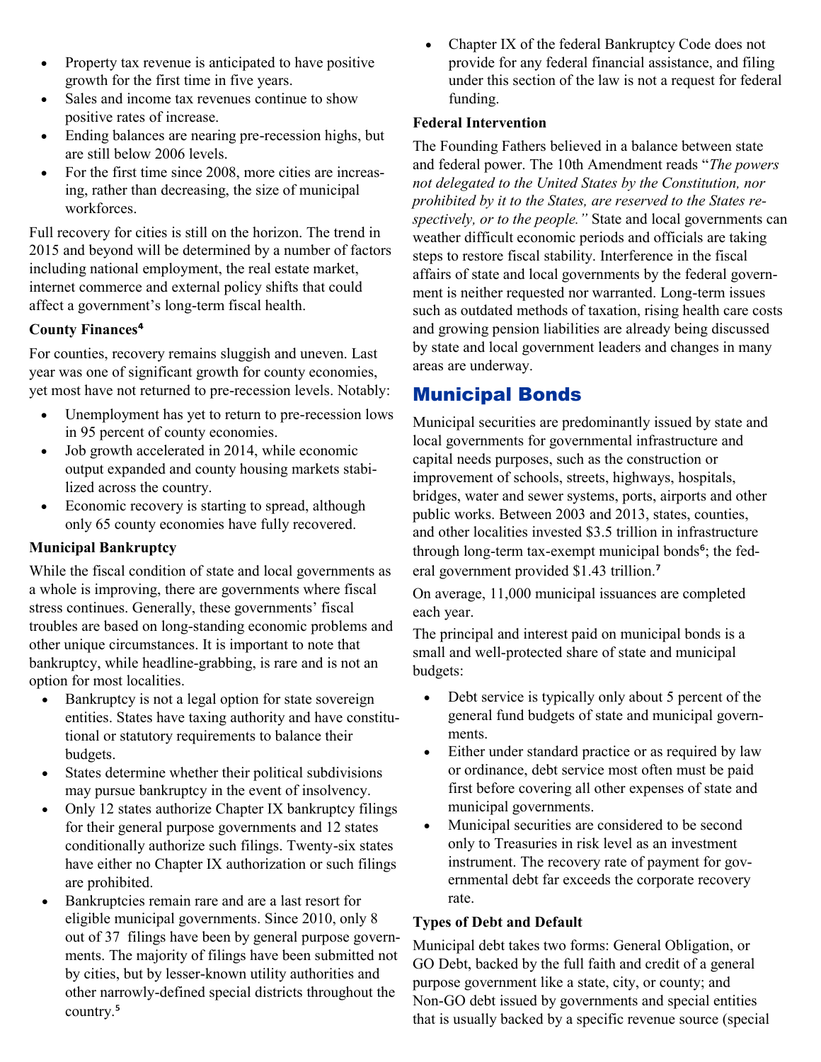- Property tax revenue is anticipated to have positive growth for the first time in five years.
- Sales and income tax revenues continue to show positive rates of increase.
- Ending balances are nearing pre-recession highs, but are still below 2006 levels.
- For the first time since 2008, more cities are increasing, rather than decreasing, the size of municipal workforces.

Full recovery for cities is still on the horizon. The trend in 2015 and beyond will be determined by a number of factors including national employment, the real estate market, internet commerce and external policy shifts that could affect a government's long-term fiscal health.

**County Finances[4]**

For counties, recovery remains sluggish and uneven. Last year was one of significant growth for county economies, yet most have not returned to pre-recession levels. Notably:

- Unemployment has yet to return to pre-recession lows in 95 percent of county economies.
- Job growth accelerated in 2014, while economic output expanded and county housing markets stabilized across the country.
- Economic recovery is starting to spread, although only 65 county economies have fully recovered.

**Municipal Bankruptcy**

While the fiscal condition of state and local governments as a whole is improving, there are governments where fiscal stress continues. Generally, these governments' fiscal troubles are based on long-standing economic problems and other unique circumstances. It is important to note that bankruptcy, while headline-grabbing, is rare and is not an option for most localities.

- Bankruptcy is not a legal option for state sovereign entities. States have taxing authority and have constitutional or statutory requirements to balance their budgets.
- States determine whether their political subdivisions may pursue bankruptcy in the event of insolvency.
- Only 12 states authorize Chapter IX bankruptcy filings for their general purpose governments and 12 states conditionally authorize such filings. Twenty-six states have either no Chapter IX authorization or such filings are prohibited.
- Bankruptcies remain rare and are a last resort for eligible municipal governments. Since 2010, only 8 out of 37 filings have been by general purpose governments. The majority of filings have been submitted not by cities, but by lesser-known utility authorities and other narrowly-defined special districts throughout the country.[5]
- Chapter IX of the federal Bankruptcy Code does not provide for any federal financial assistance, and filing under this section of the law is not a request for federal funding.

**Federal Intervention**

The Founding Fathers believed in a balance between state and federal power. The 10th Amendment reads "*The powers not delegated to the United States by the Constitution, nor prohibited by it to the States, are reserved to the States respectively, or to the people.*" State and local governments can weather difficult economic periods and officials are taking steps to restore fiscal stability. Interference in the fiscal affairs of state and local governments by the federal government is neither requested nor warranted. Long-term issues such as outdated methods of taxation, rising health care costs and growing pension liabilities are already being discussed by state and local government leaders and changes in many areas are underway.

## Municipal Bonds

Municipal securities are predominantly issued by state and local governments for governmental infrastructure and capital needs purposes, such as the construction or improvement of schools, streets, highways, hospitals, bridges, water and sewer systems, ports, airports and other public works. Between 2003 and 2013, states, counties, and other localities invested $3.5 trillion in infrastructure through long-term tax-exempt municipal bonds[6]; the federal government provided $1.43 trillion.[7]

On average, 11,000 municipal issuances are completed each year.

The principal and interest paid on municipal bonds is a small and well-protected share of state and municipal budgets:

- Debt service is typically only about 5 percent of the general fund budgets of state and municipal governments.
- Either under standard practice or as required by law or ordinance, debt service most often must be paid first before covering all other expenses of state and municipal governments.
- Municipal securities are considered to be second only to Treasuries in risk level as an investment instrument. The recovery rate of payment for governmental debt far exceeds the corporate recovery rate.

**Types of Debt and Default**

Municipal debt takes two forms: General Obligation, or GO Debt, backed by the full faith and credit of a general purpose government like a state, city, or county; and Non-GO debt issued by governments and special entities that is usually backed by a specific revenue source (special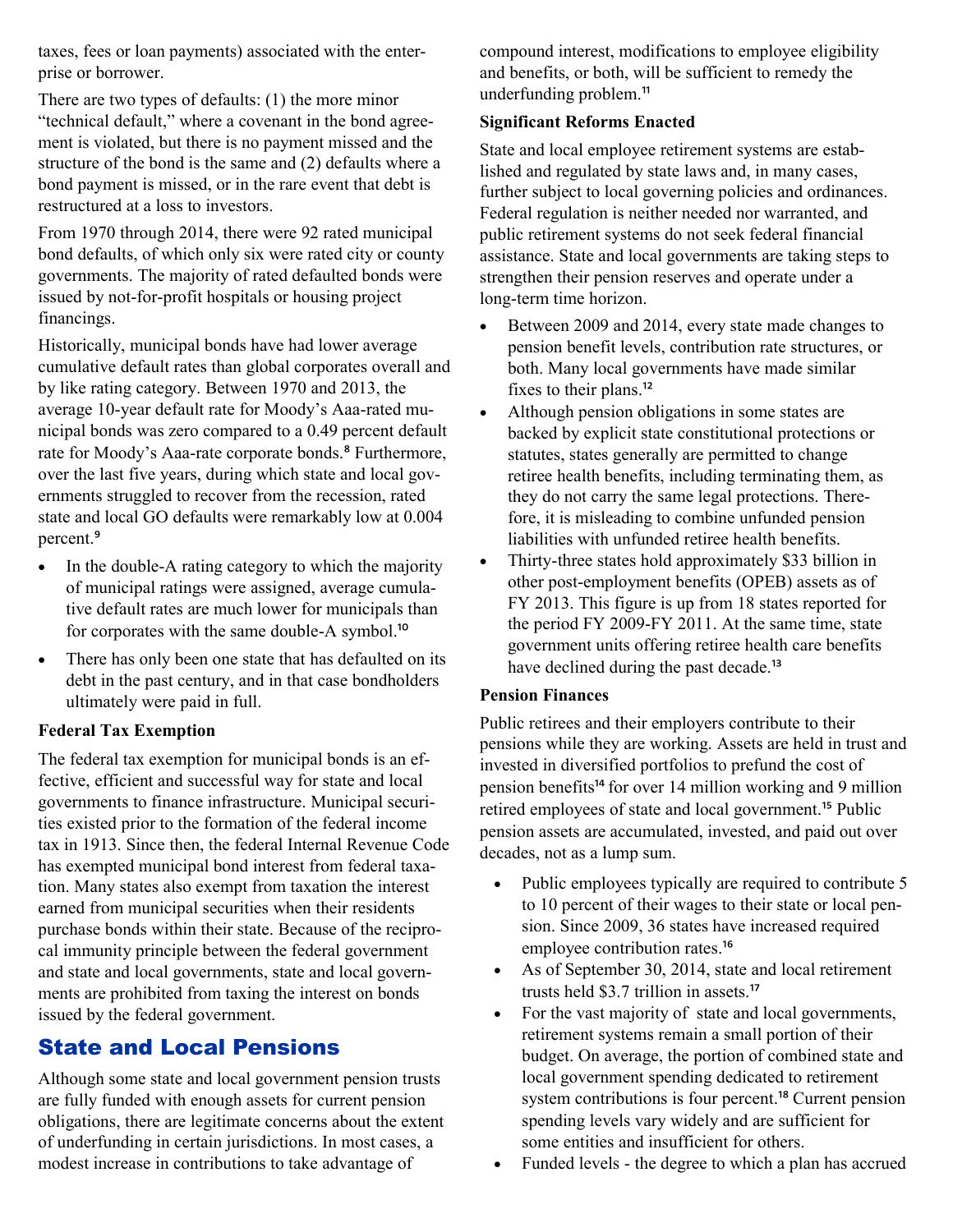taxes, fees or loan payments) associated with the enterprise or borrower.

There are two types of defaults: (1) the more minor "technical default," where a covenant in the bond agreement is violated, but there is no payment missed and the structure of the bond is the same and (2) defaults where a bond payment is missed, or in the rare event that debt is restructured at a loss to investors.

From 1970 through 2014, there were 92 rated municipal bond defaults, of which only six were rated city or county governments. The majority of rated defaulted bonds were issued by not-for-profit hospitals or housing project financings.

Historically, municipal bonds have had lower average cumulative default rates than global corporates overall and by like rating category. Between 1970 and 2013, the average 10-year default rate for Moody's Aaa-rated municipal bonds was zero compared to a 0.49 percent default rate for Moody's Aaa-rate corporate bonds.[8] Furthermore, over the last five years, during which state and local governments struggled to recover from the recession, rated state and local GO defaults were remarkably low at 0.004 percent.[9]

- In the double-A rating category to which the majority of municipal ratings were assigned, average cumulative default rates are much lower for municipals than for corporates with the same double-A symbol.[10]
- There has only been one state that has defaulted on its debt in the past century, and in that case bondholders ultimately were paid in full.

**Federal Tax Exemption**

The federal tax exemption for municipal bonds is an effective, efficient and successful way for state and local governments to finance infrastructure. Municipal securities existed prior to the formation of the federal income tax in 1913. Since then, the federal Internal Revenue Code has exempted municipal bond interest from federal taxation. Many states also exempt from taxation the interest earned from municipal securities when their residents purchase bonds within their state. Because of the reciprocal immunity principle between the federal government and state and local governments, state and local governments are prohibited from taxing the interest on bonds issued by the federal government.

## State and Local Pensions

Although some state and local government pension trusts are fully funded with enough assets for current pension obligations, there are legitimate concerns about the extent of underfunding in certain jurisdictions. In most cases, a modest increase in contributions to take advantage of compound interest, modifications to employee eligibility and benefits, or both, will be sufficient to remedy the underfunding problem.[11]

**Significant Reforms Enacted**

State and local employee retirement systems are established and regulated by state laws and, in many cases, further subject to local governing policies and ordinances. Federal regulation is neither needed nor warranted, and public retirement systems do not seek federal financial assistance. State and local governments are taking steps to strengthen their pension reserves and operate under a long-term time horizon.

- Between 2009 and 2014, every state made changes to pension benefit levels, contribution rate structures, or both. Many local governments have made similar fixes to their plans.[12]
- Although pension obligations in some states are backed by explicit state constitutional protections or statutes, states generally are permitted to change retiree health benefits, including terminating them, as they do not carry the same legal protections. Therefore, it is misleading to combine unfunded pension liabilities with unfunded retiree health benefits.
- Thirty-three states hold approximately $33 billion in other post-employment benefits (OPEB) assets as of FY 2013. This figure is up from 18 states reported for the period FY 2009-FY 2011. At the same time, state government units offering retiree health care benefits have declined during the past decade.[13]

**Pension Finances**

Public retirees and their employers contribute to their pensions while they are working. Assets are held in trust and invested in diversified portfolios to prefund the cost of pension benefits[14] for over 14 million working and 9 million retired employees of state and local government.[15] Public pension assets are accumulated, invested, and paid out over decades, not as a lump sum.

- Public employees typically are required to contribute 5 to 10 percent of their wages to their state or local pension. Since 2009, 36 states have increased required employee contribution rates.[16]
- As of September 30, 2014, state and local retirement trusts held $3.7 trillion in assets.[17]
- For the vast majority of state and local governments, retirement systems remain a small portion of their budget. On average, the portion of combined state and local government spending dedicated to retirement system contributions is four percent.[18] Current pension spending levels vary widely and are sufficient for some entities and insufficient for others.
- Funded levels - the degree to which a plan has accrued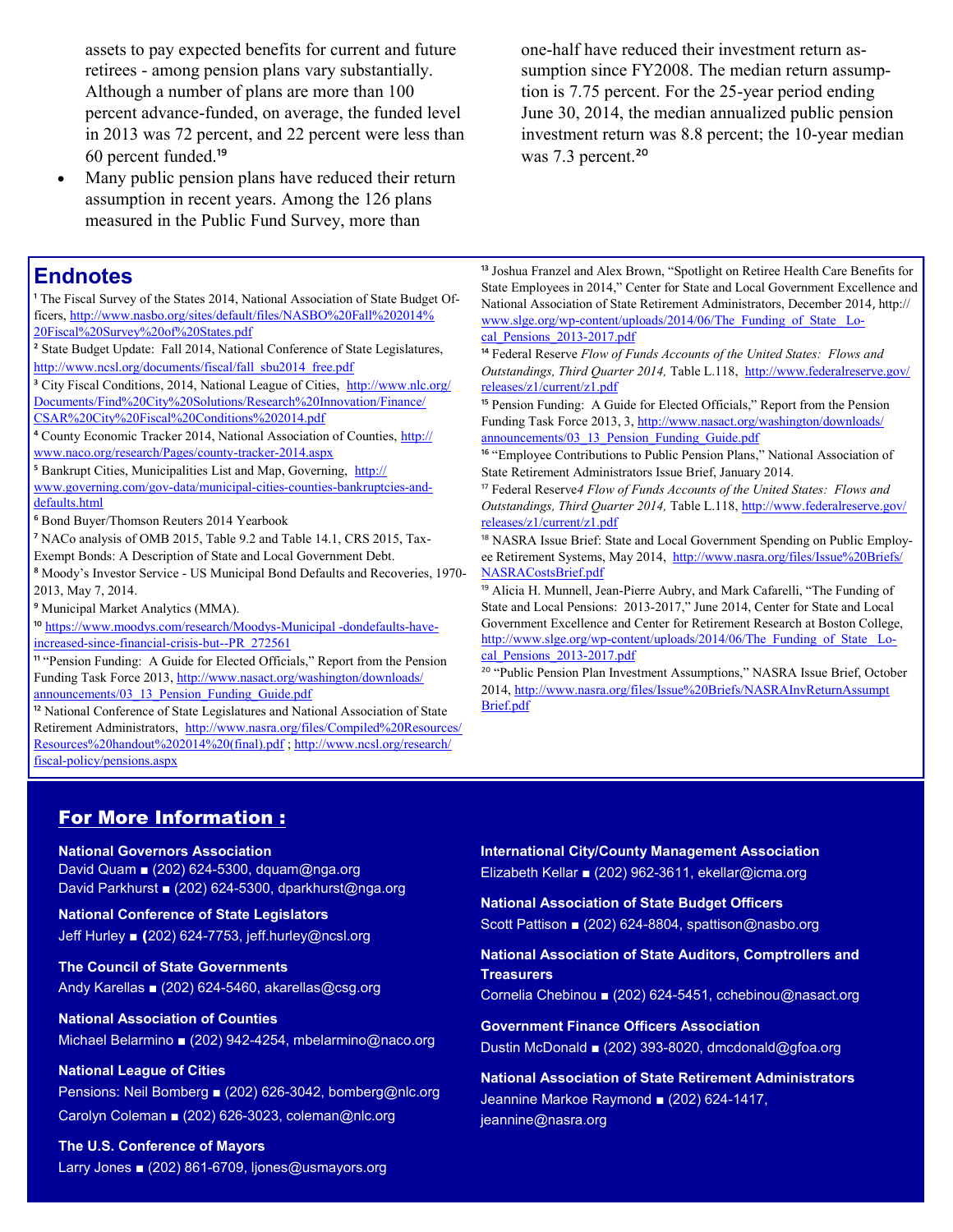assets to pay expected benefits for current and future retirees - among pension plans vary substantially. Although a number of plans are more than 100 percent advance-funded, on average, the funded level in 2013 was 72 percent, and 22 percent were less than 60 percent funded.[19]

- Many public pension plans have reduced their return assumption in recent years. Among the 126 plans measured in the Public Fund Survey, more than one-half have reduced their investment return assumption since FY2008. The median return assumption is 7.75 percent. For the 25-year period ending June 30, 2014, the median annualized public pension investment return was 8.8 percent; the 10-year median was 7.3 percent.[20]

## Endnotes

[1] The Fiscal Survey of the States 2014, National Association of State Budget Officers, http://www.nasbo.org/sites/default/files/NASBO%20Fall%202014%20Fiscal%20Survey%20of%20States.pdf

[2] State Budget Update: Fall 2014, National Conference of State Legislatures, http://www.ncsl.org/documents/fiscal/fall_sbu2014_free.pdf

[3] City Fiscal Conditions, 2014, National League of Cities, http://www.nlc.org/Documents/Find%20City%20Solutions/Research%20Innovation/Finance/CSAR%20City%20Fiscal%20Conditions%202014.pdf

[4] County Economic Tracker 2014, National Association of Counties, http://www.naco.org/research/Pages/county-tracker-2014.aspx

[5] Bankrupt Cities, Municipalities List and Map, Governing, http://www.governing.com/gov-data/municipal-cities-counties-bankruptcies-and-defaults.html

[6] Bond Buyer/Thomson Reuters 2014 Yearbook

[7] NACo analysis of OMB 2015, Table 9.2 and Table 14.1, CRS 2015, Tax-Exempt Bonds: A Description of State and Local Government Debt.

[8] Moody's Investor Service - US Municipal Bond Defaults and Recoveries, 1970-2013, May 7, 2014.

[9] Municipal Market Analytics (MMA).

[10] https://www.moodys.com/research/Moodys-Municipal -dondefaults-have-increased-since-financial-crisis-but--PR_272561

[11] "Pension Funding: A Guide for Elected Officials," Report from the Pension Funding Task Force 2013, http://www.nasact.org/washington/downloads/announcements/03_13_Pension_Funding_Guide.pdf

[12] National Conference of State Legislatures and National Association of State Retirement Administrators, http://www.nasra.org/files/Compiled%20Resources/Resources%20handout%202014%20(final).pdf ; http://www.ncsl.org/research/fiscal-policy/pensions.aspx

[13] Joshua Franzel and Alex Brown, "Spotlight on Retiree Health Care Benefits for State Employees in 2014," Center for State and Local Government Excellence and National Association of State Retirement Administrators, December 2014, http://www.slge.org/wp-content/uploads/2014/06/The_Funding_of_State_Local_Pensions_2013-2017.pdf

[14] Federal Reserve *Flow of Funds Accounts of the United States: Flows and Outstandings, Third Quarter 2014,* Table L.118, http://www.federalreserve.gov/releases/z1/current/z1.pdf

[15] Pension Funding: A Guide for Elected Officials," Report from the Pension Funding Task Force 2013, 3, http://www.nasact.org/washington/downloads/announcements/03_13_Pension_Funding_Guide.pdf

[16] "Employee Contributions to Public Pension Plans," National Association of State Retirement Administrators Issue Brief, January 2014.

[17] Federal Reserve*4 Flow of Funds Accounts of the United States: Flows and Outstandings, Third Quarter 2014,* Table L.118, http://www.federalreserve.gov/releases/z1/current/z1.pdf

[18] NASRA Issue Brief: State and Local Government Spending on Public Employee Retirement Systems, May 2014, http://www.nasra.org/files/Issue%20Briefs/NASRACostsBrief.pdf

[19] Alicia H. Munnell, Jean-Pierre Aubry, and Mark Cafarelli, "The Funding of State and Local Pensions: 2013-2017," June 2014, Center for State and Local Government Excellence and Center for Retirement Research at Boston College, http://www.slge.org/wp-content/uploads/2014/06/The_Funding_of_State_Local_Pensions_2013-2017.pdf

[20] "Public Pension Plan Investment Assumptions," NASRA Issue Brief, October 2014, http://www.nasra.org/files/Issue%20Briefs/NASRAInvReturnAssumptBrief.pdf

## For More Information :

**National Governors Association**
David Quam ■ (202) 624-5300, dquam@nga.org
David Parkhurst ■ (202) 624-5300, dparkhurst@nga.org

**National Conference of State Legislators**
Jeff Hurley ■ (202) 624-7753, jeff.hurley@ncsl.org

**The Council of State Governments**
Andy Karellas ■ (202) 624-5460, akarellas@csg.org

**National Association of Counties**
Michael Belarmino ■ (202) 942-4254, mbelarmino@naco.org

**National League of Cities**
Pensions: Neil Bomberg ■ (202) 626-3042, bomberg@nlc.org
Carolyn Coleman ■ (202) 626-3023, coleman@nlc.org

**The U.S. Conference of Mayors**
Larry Jones ■ (202) 861-6709, ljones@usmayors.org

**International City/County Management Association**
Elizabeth Kellar ■ (202) 962-3611, ekellar@icma.org

**National Association of State Budget Officers**
Scott Pattison ■ (202) 624-8804, spattison@nasbo.org

**National Association of State Auditors, Comptrollers and Treasurers**
Cornelia Chebinou ■ (202) 624-5451, cchebinou@nasact.org

**Government Finance Officers Association**
Dustin McDonald ■ (202) 393-8020, dmcdonald@gfoa.org

**National Association of State Retirement Administrators**
Jeannine Markoe Raymond ■ (202) 624-1417, jeannine@nasra.org